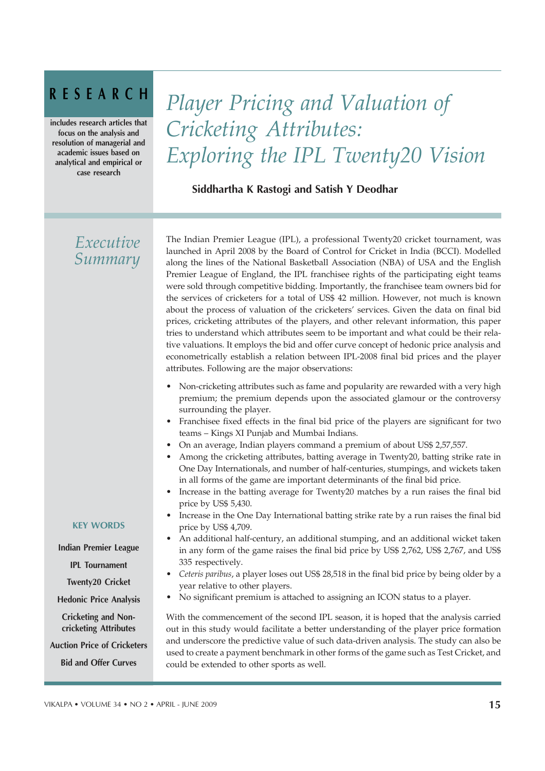# RESEARCH

includes research articles that focus on the analysis and resolution of managerial and academic issues based on analytical and empirical or case research

# Player Pricing and Valuation of Cricketing Attributes: Exploring the IPL Twenty20 Vision

**Siddhartha K Rastogi and Satish Y Deodhar**

## Executive Summary

The Indian Premier League (IPL), a professional Twenty20 cricket tournament, was launched in April 2008 by the Board of Control for Cricket in India (BCCI). Modelled along the lines of the National Basketball Association (NBA) of USA and the English Premier League of England, the IPL franchisee rights of the participating eight teams were sold through competitive bidding. Importantly, the franchisee team owners bid for the services of cricketers for a total of US$ 42 million. However, not much is known about the process of valuation of the cricketers' services. Given the data on final bid prices, cricketing attributes of the players, and other relevant information, this paper tries to understand which attributes seem to be important and what could be their relative valuations. It employs the bid and offer curve concept of hedonic price analysis and econometrically establish a relation between IPL-2008 final bid prices and the player attributes. Following are the major observations:

- Non-cricketing attributes such as fame and popularity are rewarded with a very high premium; the premium depends upon the associated glamour or the controversy surrounding the player.
- Franchisee fixed effects in the final bid price of the players are significant for two teams – Kings XI Punjab and Mumbai Indians.
- On an average, Indian players command a premium of about US$ 2,57,557.
- Among the cricketing attributes, batting average in Twenty20, batting strike rate in One Day Internationals, and number of half-centuries, stumpings, and wickets taken in all forms of the game are important determinants of the final bid price.
- Increase in the batting average for Twenty20 matches by a run raises the final bid price by US$ 5,430.
- Increase in the One Day International batting strike rate by a run raises the final bid price by US$ 4,709.
- An additional half-century, an additional stumping, and an additional wicket taken in any form of the game raises the final bid price by US$ 2,762, US$ 2,767, and US$ 335 respectively.
- *Ceteris paribus*, a player loses out US$ 28,518 in the final bid price by being older by a year relative to other players.
- No significant premium is attached to assigning an ICON status to a player.

With the commencement of the second IPL season, it is hoped that the analysis carried out in this study would facilitate a better understanding of the player price formation and underscore the predictive value of such data-driven analysis. The study can also be used to create a payment benchmark in other forms of the game such as Test Cricket, and could be extended to other sports as well.

**KEY WORDS**

Indian Premier League

IPL Tournament

Twenty20 Cricket

Hedonic Price Analysis

Cricketing and Non-cricketing Attributes

Auction Price of Cricketers

Bid and Offer Curves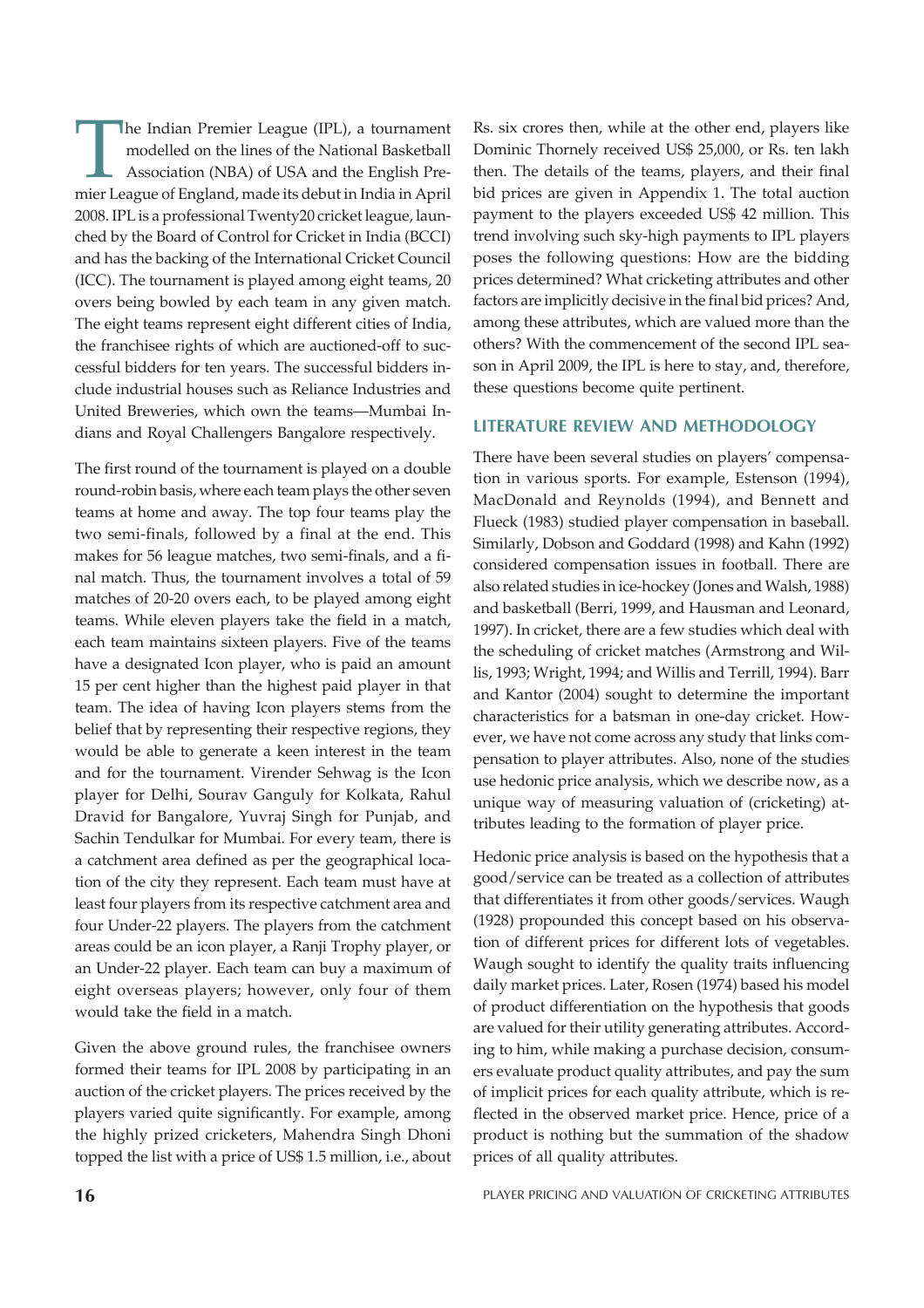The Indian Premier League (IPL), a tournament modelled on the lines of the National Basketball Association (NBA) of USA and the English Premier League of England, made its debut in India in April 2008. IPL is a professional Twenty20 cricket league, launched by the Board of Control for Cricket in India (BCCI) and has the backing of the International Cricket Council (ICC). The tournament is played among eight teams, 20 overs being bowled by each team in any given match. The eight teams represent eight different cities of India, the franchisee rights of which are auctioned-off to successful bidders for ten years. The successful bidders include industrial houses such as Reliance Industries and United Breweries, which own the teams—Mumbai Indians and Royal Challengers Bangalore respectively.

The first round of the tournament is played on a double round-robin basis, where each team plays the other seven teams at home and away. The top four teams play the two semi-finals, followed by a final at the end. This makes for 56 league matches, two semi-finals, and a final match. Thus, the tournament involves a total of 59 matches of 20-20 overs each, to be played among eight teams. While eleven players take the field in a match, each team maintains sixteen players. Five of the teams have a designated Icon player, who is paid an amount 15 per cent higher than the highest paid player in that team. The idea of having Icon players stems from the belief that by representing their respective regions, they would be able to generate a keen interest in the team and for the tournament. Virender Sehwag is the Icon player for Delhi, Sourav Ganguly for Kolkata, Rahul Dravid for Bangalore, Yuvraj Singh for Punjab, and Sachin Tendulkar for Mumbai. For every team, there is a catchment area defined as per the geographical location of the city they represent. Each team must have at least four players from its respective catchment area and four Under-22 players. The players from the catchment areas could be an icon player, a Ranji Trophy player, or an Under-22 player. Each team can buy a maximum of eight overseas players; however, only four of them would take the field in a match.

Given the above ground rules, the franchisee owners formed their teams for IPL 2008 by participating in an auction of the cricket players. The prices received by the players varied quite significantly. For example, among the highly prized cricketers, Mahendra Singh Dhoni topped the list with a price of US$ 1.5 million, i.e., about Rs. six crores then, while at the other end, players like Dominic Thornely received US$ 25,000, or Rs. ten lakh then. The details of the teams, players, and their final bid prices are given in Appendix 1. The total auction payment to the players exceeded US$ 42 million. This trend involving such sky-high payments to IPL players poses the following questions: How are the bidding prices determined? What cricketing attributes and other factors are implicitly decisive in the final bid prices? And, among these attributes, which are valued more than the others? With the commencement of the second IPL season in April 2009, the IPL is here to stay, and, therefore, these questions become quite pertinent.

## LITERATURE REVIEW AND METHODOLOGY

There have been several studies on players' compensation in various sports. For example, Estenson (1994), MacDonald and Reynolds (1994), and Bennett and Flueck (1983) studied player compensation in baseball. Similarly, Dobson and Goddard (1998) and Kahn (1992) considered compensation issues in football. There are also related studies in ice-hockey (Jones and Walsh, 1988) and basketball (Berri, 1999, and Hausman and Leonard, 1997). In cricket, there are a few studies which deal with the scheduling of cricket matches (Armstrong and Willis, 1993; Wright, 1994; and Willis and Terrill, 1994). Barr and Kantor (2004) sought to determine the important characteristics for a batsman in one-day cricket. However, we have not come across any study that links compensation to player attributes. Also, none of the studies use hedonic price analysis, which we describe now, as a unique way of measuring valuation of (cricketing) attributes leading to the formation of player price.

Hedonic price analysis is based on the hypothesis that a good/service can be treated as a collection of attributes that differentiates it from other goods/services. Waugh (1928) propounded this concept based on his observation of different prices for different lots of vegetables. Waugh sought to identify the quality traits influencing daily market prices. Later, Rosen (1974) based his model of product differentiation on the hypothesis that goods are valued for their utility generating attributes. According to him, while making a purchase decision, consumers evaluate product quality attributes, and pay the sum of implicit prices for each quality attribute, which is reflected in the observed market price. Hence, price of a product is nothing but the summation of the shadow prices of all quality attributes.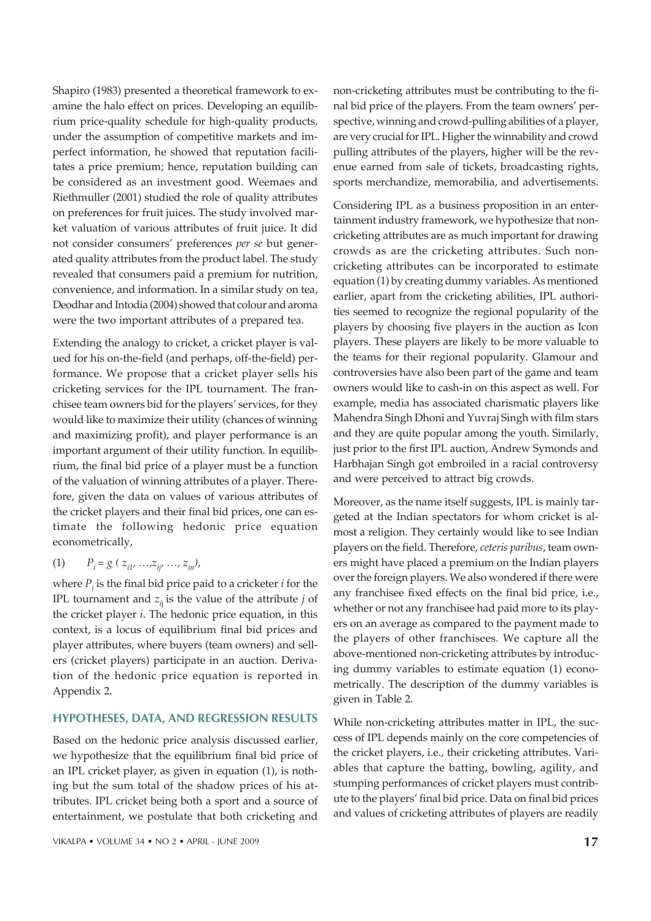Shapiro (1983) presented a theoretical framework to examine the halo effect on prices. Developing an equilibrium price-quality schedule for high-quality products, under the assumption of competitive markets and imperfect information, he showed that reputation facilitates a price premium; hence, reputation building can be considered as an investment good. Weemaes and Riethmuller (2001) studied the role of quality attributes on preferences for fruit juices. The study involved market valuation of various attributes of fruit juice. It did not consider consumers' preferences *per se* but generated quality attributes from the product label. The study revealed that consumers paid a premium for nutrition, convenience, and information. In a similar study on tea, Deodhar and Intodia (2004) showed that colour and aroma were the two important attributes of a prepared tea.

Extending the analogy to cricket, a cricket player is valued for his on-the-field (and perhaps, off-the-field) performance. We propose that a cricket player sells his cricketing services for the IPL tournament. The franchisee team owners bid for the players' services, for they would like to maximize their utility (chances of winning and maximizing profit), and player performance is an important argument of their utility function. In equilibrium, the final bid price of a player must be a function of the valuation of winning attributes of a player. Therefore, given the data on values of various attributes of the cricket players and their final bid prices, one can estimate the following hedonic price equation econometrically,

$$(1) \qquad P_i = g\,(z_{i1}, \ldots, z_{ij}, \ldots, z_{in}),$$

where $P_i$ is the final bid price paid to a cricketer $i$ for the IPL tournament and $z_{ij}$ is the value of the attribute $j$ of the cricket player $i$. The hedonic price equation, in this context, is a locus of equilibrium final bid prices and player attributes, where buyers (team owners) and sellers (cricket players) participate in an auction. Derivation of the hedonic price equation is reported in Appendix 2.

## HYPOTHESES, DATA, AND REGRESSION RESULTS

Based on the hedonic price analysis discussed earlier, we hypothesize that the equilibrium final bid price of an IPL cricket player, as given in equation (1), is nothing but the sum total of the shadow prices of his attributes. IPL cricket being both a sport and a source of entertainment, we postulate that both cricketing and non-cricketing attributes must be contributing to the final bid price of the players. From the team owners' perspective, winning and crowd-pulling abilities of a player, are very crucial for IPL. Higher the winnability and crowd pulling attributes of the players, higher will be the revenue earned from sale of tickets, broadcasting rights, sports merchandize, memorabilia, and advertisements.

Considering IPL as a business proposition in an entertainment industry framework, we hypothesize that non-cricketing attributes are as much important for drawing crowds as are the cricketing attributes. Such non-cricketing attributes can be incorporated to estimate equation (1) by creating dummy variables. As mentioned earlier, apart from the cricketing abilities, IPL authorities seemed to recognize the regional popularity of the players by choosing five players in the auction as Icon players. These players are likely to be more valuable to the teams for their regional popularity. Glamour and controversies have also been part of the game and team owners would like to cash-in on this aspect as well. For example, media has associated charismatic players like Mahendra Singh Dhoni and Yuvraj Singh with film stars and they are quite popular among the youth. Similarly, just prior to the first IPL auction, Andrew Symonds and Harbhajan Singh got embroiled in a racial controversy and were perceived to attract big crowds.

Moreover, as the name itself suggests, IPL is mainly targeted at the Indian spectators for whom cricket is almost a religion. They certainly would like to see Indian players on the field. Therefore, *ceteris paribus*, team owners might have placed a premium on the Indian players over the foreign players. We also wondered if there were any franchisee fixed effects on the final bid price, i.e., whether or not any franchisee had paid more to its players on an average as compared to the payment made to the players of other franchisees. We capture all the above-mentioned non-cricketing attributes by introducing dummy variables to estimate equation (1) econometrically. The description of the dummy variables is given in Table 2.

While non-cricketing attributes matter in IPL, the success of IPL depends mainly on the core competencies of the cricket players, i.e., their cricketing attributes. Variables that capture the batting, bowling, agility, and stumping performances of cricket players must contribute to the players' final bid price. Data on final bid prices and values of cricketing attributes of players are readily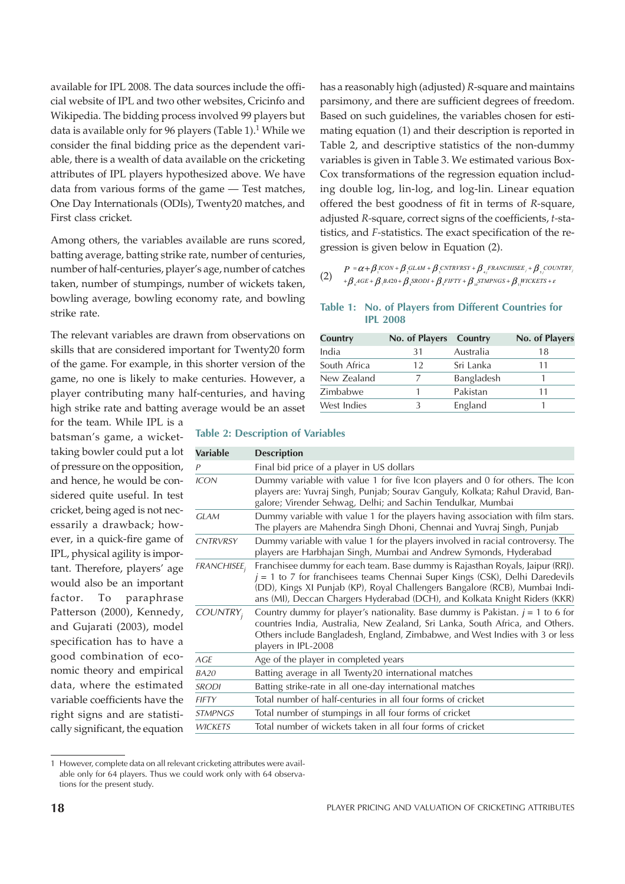available for IPL 2008. The data sources include the official website of IPL and two other websites, Cricinfo and Wikipedia. The bidding process involved 99 players but data is available only for 96 players (Table 1).[1] While we consider the final bidding price as the dependent variable, there is a wealth of data available on the cricketing attributes of IPL players hypothesized above. We have data from various forms of the game — Test matches, One Day Internationals (ODIs), Twenty20 matches, and First class cricket.

Among others, the variables available are runs scored, batting average, batting strike rate, number of centuries, number of half-centuries, player's age, number of catches taken, number of stumpings, number of wickets taken, bowling average, bowling economy rate, and bowling strike rate.

The relevant variables are drawn from observations on skills that are considered important for Twenty20 form of the game. For example, in this shorter version of the game, no one is likely to make centuries. However, a player contributing many half-centuries, and having high strike rate and batting average would be an asset for the team. While IPL is a batsman's game, a wicket-taking bowler could put a lot of pressure on the opposition, and hence, he would be considered quite useful. In test cricket, being aged is not necessarily a drawback; however, in a quick-fire game of IPL, physical agility is important. Therefore, players' age would also be an important factor. To paraphrase Patterson (2000), Kennedy, and Gujarati (2003), model specification has to have a good combination of economic theory and empirical data, where the estimated variable coefficients have the right signs and are statistically significant, the equation has a reasonably high (adjusted) $R$-square and maintains parsimony, and there are sufficient degrees of freedom. Based on such guidelines, the variables chosen for estimating equation (1) and their description is reported in Table 2, and descriptive statistics of the non-dummy variables is given in Table 3. We estimated various Box-Cox transformations of the regression equation including double log, lin-log, and log-lin. Linear equation offered the best goodness of fit in terms of $R$-square, adjusted $R$-square, correct signs of the coefficients, $t$-statistics, and $F$-statistics. The exact specification of the regression is given below in Equation (2).

$$P = \alpha + \beta_1 ICON + \beta_2 GLAM + \beta_3 CNTRVRSY + \beta_{4_i} FRANCHISEE_i + \beta_{5_j} COUNTRY_j + \beta_6 AGE + \beta_7 BA20 + \beta_8 SRODI + \beta_9 FIFTY + \beta_{10} STMPNGS + \beta_{11} WICKETS + \varepsilon \quad (2)$$

**Table 1: No. of Players from Different Countries for IPL 2008**

| Country | No. of Players | Country | No. of Players |
|---|---|---|---|
| India | 31 | Australia | 18 |
| South Africa | 12 | Sri Lanka | 11 |
| New Zealand | 7 | Bangladesh | 1 |
| Zimbabwe | 1 | Pakistan | 11 |
| West Indies | 3 | England | 1 |

**Table 2: Description of Variables**

| Variable | Description |
|---|---|
| $P$ | Final bid price of a player in US dollars |
| $ICON$ | Dummy variable with value 1 for five Icon players and 0 for others. The Icon players are: Yuvraj Singh, Punjab; Sourav Ganguly, Kolkata; Rahul Dravid, Bangalore; Virender Sehwag, Delhi; and Sachin Tendulkar, Mumbai |
| $GLAM$ | Dummy variable with value 1 for the players having association with film stars. The players are Mahendra Singh Dhoni, Chennai and Yuvraj Singh, Punjab |
| $CNTRVRSY$ | Dummy variable with value 1 for the players involved in racial controversy. The players are Harbhajan Singh, Mumbai and Andrew Symonds, Hyderabad |
| $FRANCHISEE_j$ | Franchisee dummy for each team. Base dummy is Rajasthan Royals, Jaipur (RRJ). $j$ = 1 to 7 for franchisees teams Chennai Super Kings (CSK), Delhi Daredevils (DD), Kings XI Punjab (KP), Royal Challengers Bangalore (RCB), Mumbai Indians (MI), Deccan Chargers Hyderabad (DCH), and Kolkata Knight Riders (KKR) |
| $COUNTRY_j$ | Country dummy for player's nationality. Base dummy is Pakistan. $j$ = 1 to 6 for countries India, Australia, New Zealand, Sri Lanka, South Africa, and Others. Others include Bangladesh, England, Zimbabwe, and West Indies with 3 or less players in IPL-2008 |
| $AGE$ | Age of the player in completed years |
| $BA20$ | Batting average in all Twenty20 international matches |
| $SRODI$ | Batting strike-rate in all one-day international matches |
| $FIFTY$ | Total number of half-centuries in all four forms of cricket |
| $STMPNGS$ | Total number of stumpings in all four forms of cricket |
| $WICKETS$ | Total number of wickets taken in all four forms of cricket |

[1] However, complete data on all relevant cricketing attributes were available only for 64 players. Thus we could work only with 64 observations for the present study.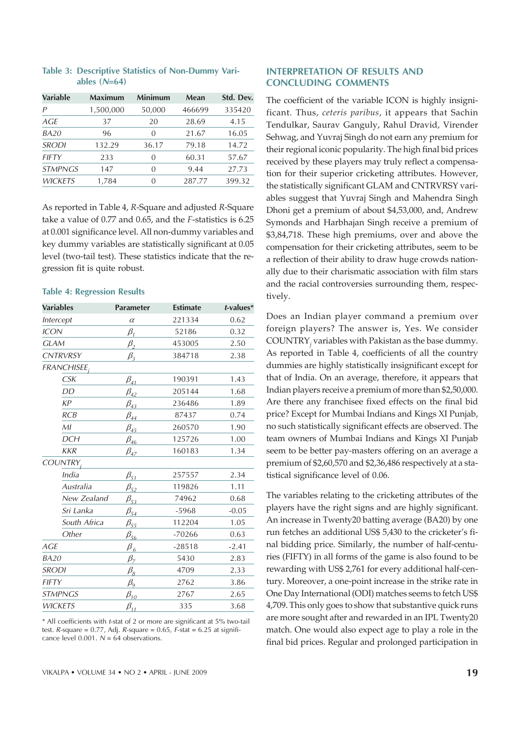**Table 3: Descriptive Statistics of Non-Dummy Variables (*N*=64)**

| Variable | Maximum | Minimum | Mean | Std. Dev. |
|---|---|---|---|---|
| *P* | 1,500,000 | 50,000 | 466699 | 335420 |
| *AGE* | 37 | 20 | 28.69 | 4.15 |
| *BA20* | 96 | 0 | 21.67 | 16.05 |
| *SRODI* | 132.29 | 36.17 | 79.18 | 14.72 |
| *FIFTY* | 233 | 0 | 60.31 | 57.67 |
| *STMPNGS* | 147 | 0 | 9.44 | 27.73 |
| *WICKETS* | 1,784 | 0 | 287.77 | 399.32 |

As reported in Table 4, *R*-Square and adjusted *R*-Square take a value of 0.77 and 0.65, and the *F*-statistics is 6.25 at 0.001 significance level. All non-dummy variables and key dummy variables are statistically significant at 0.05 level (two-tail test). These statistics indicate that the regression fit is quite robust.

**Table 4: Regression Results**

| Variables | Parameter | Estimate | *t*-values* |
|---|---|---|---|
| *Intercept* | $\alpha$ | 221334 | 0.62 |
| *ICON* | $\beta_1$ | 52186 | 0.32 |
| *GLAM* | $\beta_2$ | 453005 | 2.50 |
| *CNTRVRSY* | $\beta_3$ | 384718 | 2.38 |
| *FRANCHISEE$_j$* | | | |
| *CSK* | $\beta_{41}$ | 190391 | 1.43 |
| *DD* | $\beta_{42}$ | 205144 | 1.68 |
| *KP* | $\beta_{43}$ | 236486 | 1.89 |
| *RCB* | $\beta_{44}$ | 87437 | 0.74 |
| *MI* | $\beta_{45}$ | 260570 | 1.90 |
| *DCH* | $\beta_{46}$ | 125726 | 1.00 |
| *KKR* | $\beta_{47}$ | 160183 | 1.34 |
| *COUNTRY$_j$* | | | |
| *India* | $\beta_{51}$ | 257557 | 2.34 |
| *Australia* | $\beta_{52}$ | 119826 | 1.11 |
| *New Zealand* | $\beta_{53}$ | 74962 | 0.68 |
| *Sri Lanka* | $\beta_{54}$ | -5968 | -0.05 |
| *South Africa* | $\beta_{55}$ | 112204 | 1.05 |
| *Other* | $\beta_{56}$ | -70266 | 0.63 |
| *AGE* | $\beta_6$ | -28518 | -2.41 |
| *BA20* | $\beta_7$ | 5430 | 2.83 |
| *SRODI* | $\beta_8$ | 4709 | 2.33 |
| *FIFTY* | $\beta_9$ | 2762 | 3.86 |
| *STMPNGS* | $\beta_{10}$ | 2767 | 2.65 |
| *WICKETS* | $\beta_{11}$ | 335 | 3.68 |

\* All coefficients with *t*-stat of 2 or more are significant at 5% two-tail test. *R*-square = 0.77, Adj. *R*-square = 0.65, *F*-stat = 6.25 at significance level 0.001. *N* = 64 observations.

## INTERPRETATION OF RESULTS AND CONCLUDING COMMENTS

The coefficient of the variable ICON is highly insignificant. Thus, *ceteris paribus*, it appears that Sachin Tendulkar, Saurav Ganguly, Rahul Dravid, Virender Sehwag, and Yuvraj Singh do not earn any premium for their regional iconic popularity. The high final bid prices received by these players may truly reflect a compensation for their superior cricketing attributes. However, the statistically significant GLAM and CNTRVRSY variables suggest that Yuvraj Singh and Mahendra Singh Dhoni get a premium of about $4,53,000, and, Andrew Symonds and Harbhajan Singh receive a premium of $3,84,718. These high premiums, over and above the compensation for their cricketing attributes, seem to be a reflection of their ability to draw huge crowds nationally due to their charismatic association with film stars and the racial controversies surrounding them, respectively.

Does an Indian player command a premium over foreign players? The answer is, Yes. We consider COUNTRY$_j$ variables with Pakistan as the base dummy. As reported in Table 4, coefficients of all the country dummies are highly statistically insignificant except for that of India. On an average, therefore, it appears that Indian players receive a premium of more than $2,50,000. Are there any franchisee fixed effects on the final bid price? Except for Mumbai Indians and Kings XI Punjab, no such statistically significant effects are observed. The team owners of Mumbai Indians and Kings XI Punjab seem to be better pay-masters offering on an average a premium of $2,60,570 and $2,36,486 respectively at a statistical significance level of 0.06.

The variables relating to the cricketing attributes of the players have the right signs and are highly significant. An increase in Twenty20 batting average (BA20) by one run fetches an additional US$ 5,430 to the cricketer's final bidding price. Similarly, the number of half-centuries (FIFTY) in all forms of the game is also found to be rewarding with US$ 2,761 for every additional half-century. Moreover, a one-point increase in the strike rate in One Day International (ODI) matches seems to fetch US$ 4,709. This only goes to show that substantive quick runs are more sought after and rewarded in an IPL Twenty20 match. One would also expect age to play a role in the final bid prices. Regular and prolonged participation in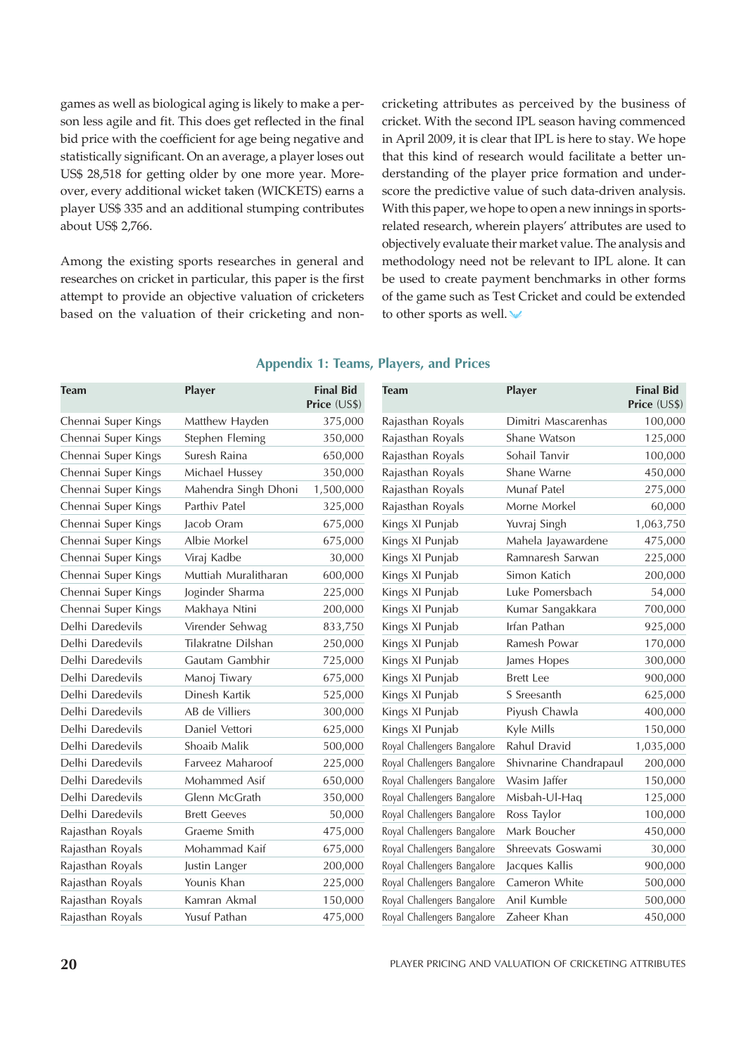games as well as biological aging is likely to make a person less agile and fit. This does get reflected in the final bid price with the coefficient for age being negative and statistically significant. On an average, a player loses out US$ 28,518 for getting older by one more year. Moreover, every additional wicket taken (WICKETS) earns a player US$ 335 and an additional stumping contributes about US$ 2,766.

Among the existing sports researches in general and researches on cricket in particular, this paper is the first attempt to provide an objective valuation of cricketers based on the valuation of their cricketing and non-cricketing attributes as perceived by the business of cricket. With the second IPL season having commenced in April 2009, it is clear that IPL is here to stay. We hope that this kind of research would facilitate a better understanding of the player price formation and underscore the predictive value of such data-driven analysis. With this paper, we hope to open a new innings in sports-related research, wherein players' attributes are used to objectively evaluate their market value. The analysis and methodology need not be relevant to IPL alone. It can be used to create payment benchmarks in other forms of the game such as Test Cricket and could be extended to other sports as well.

## Appendix 1: Teams, Players, and Prices

| Team | Player | Final Bid Price (US$) |
|---|---|---|
| Chennai Super Kings | Matthew Hayden | 375,000 |
| Chennai Super Kings | Stephen Fleming | 350,000 |
| Chennai Super Kings | Suresh Raina | 650,000 |
| Chennai Super Kings | Michael Hussey | 350,000 |
| Chennai Super Kings | Mahendra Singh Dhoni | 1,500,000 |
| Chennai Super Kings | Parthiv Patel | 325,000 |
| Chennai Super Kings | Jacob Oram | 675,000 |
| Chennai Super Kings | Albie Morkel | 675,000 |
| Chennai Super Kings | Viraj Kadbe | 30,000 |
| Chennai Super Kings | Muttiah Muralitharan | 600,000 |
| Chennai Super Kings | Joginder Sharma | 225,000 |
| Chennai Super Kings | Makhaya Ntini | 200,000 |
| Delhi Daredevils | Virender Sehwag | 833,750 |
| Delhi Daredevils | Tilakratne Dilshan | 250,000 |
| Delhi Daredevils | Gautam Gambhir | 725,000 |
| Delhi Daredevils | Manoj Tiwary | 675,000 |
| Delhi Daredevils | Dinesh Kartik | 525,000 |
| Delhi Daredevils | AB de Villiers | 300,000 |
| Delhi Daredevils | Daniel Vettori | 625,000 |
| Delhi Daredevils | Shoaib Malik | 500,000 |
| Delhi Daredevils | Farveez Maharoof | 225,000 |
| Delhi Daredevils | Mohammed Asif | 650,000 |
| Delhi Daredevils | Glenn McGrath | 350,000 |
| Delhi Daredevils | Brett Geeves | 50,000 |
| Rajasthan Royals | Graeme Smith | 475,000 |
| Rajasthan Royals | Mohammad Kaif | 675,000 |
| Rajasthan Royals | Justin Langer | 200,000 |
| Rajasthan Royals | Younis Khan | 225,000 |
| Rajasthan Royals | Kamran Akmal | 150,000 |
| Rajasthan Royals | Yusuf Pathan | 475,000 |
| Rajasthan Royals | Dimitri Mascarenhas | 100,000 |
| Rajasthan Royals | Shane Watson | 125,000 |
| Rajasthan Royals | Sohail Tanvir | 100,000 |
| Rajasthan Royals | Shane Warne | 450,000 |
| Rajasthan Royals | Munaf Patel | 275,000 |
| Rajasthan Royals | Morne Morkel | 60,000 |
| Kings XI Punjab | Yuvraj Singh | 1,063,750 |
| Kings XI Punjab | Mahela Jayawardene | 475,000 |
| Kings XI Punjab | Ramnaresh Sarwan | 225,000 |
| Kings XI Punjab | Simon Katich | 200,000 |
| Kings XI Punjab | Luke Pomersbach | 54,000 |
| Kings XI Punjab | Kumar Sangakkara | 700,000 |
| Kings XI Punjab | Irfan Pathan | 925,000 |
| Kings XI Punjab | Ramesh Powar | 170,000 |
| Kings XI Punjab | James Hopes | 300,000 |
| Kings XI Punjab | Brett Lee | 900,000 |
| Kings XI Punjab | S Sreesanth | 625,000 |
| Kings XI Punjab | Piyush Chawla | 400,000 |
| Kings XI Punjab | Kyle Mills | 150,000 |
| Royal Challengers Bangalore | Rahul Dravid | 1,035,000 |
| Royal Challengers Bangalore | Shivnarine Chandrapaul | 200,000 |
| Royal Challengers Bangalore | Wasim Jaffer | 150,000 |
| Royal Challengers Bangalore | Misbah-Ul-Haq | 125,000 |
| Royal Challengers Bangalore | Ross Taylor | 100,000 |
| Royal Challengers Bangalore | Mark Boucher | 450,000 |
| Royal Challengers Bangalore | Shreevats Goswami | 30,000 |
| Royal Challengers Bangalore | Jacques Kallis | 900,000 |
| Royal Challengers Bangalore | Cameron White | 500,000 |
| Royal Challengers Bangalore | Anil Kumble | 500,000 |
| Royal Challengers Bangalore | Zaheer Khan | 450,000 |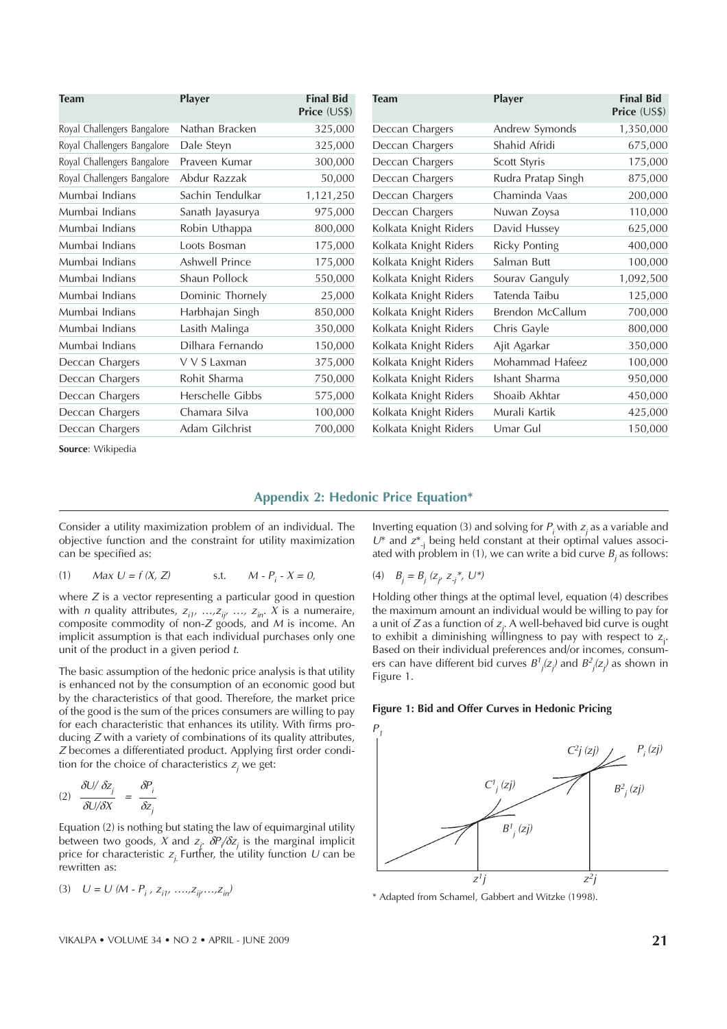| Team | Player | Final Bid Price (US$) |
|---|---|---|
| Royal Challengers Bangalore | Nathan Bracken | 325,000 |
| Royal Challengers Bangalore | Dale Steyn | 325,000 |
| Royal Challengers Bangalore | Praveen Kumar | 300,000 |
| Royal Challengers Bangalore | Abdur Razzak | 50,000 |
| Mumbai Indians | Sachin Tendulkar | 1,121,250 |
| Mumbai Indians | Sanath Jayasurya | 975,000 |
| Mumbai Indians | Robin Uthappa | 800,000 |
| Mumbai Indians | Loots Bosman | 175,000 |
| Mumbai Indians | Ashwell Prince | 175,000 |
| Mumbai Indians | Shaun Pollock | 550,000 |
| Mumbai Indians | Dominic Thornely | 25,000 |
| Mumbai Indians | Harbhajan Singh | 850,000 |
| Mumbai Indians | Lasith Malinga | 350,000 |
| Mumbai Indians | Dilhara Fernando | 150,000 |
| Deccan Chargers | V V S Laxman | 375,000 |
| Deccan Chargers | Rohit Sharma | 750,000 |
| Deccan Chargers | Herschelle Gibbs | 575,000 |
| Deccan Chargers | Chamara Silva | 100,000 |
| Deccan Chargers | Adam Gilchrist | 700,000 |
| Deccan Chargers | Andrew Symonds | 1,350,000 |
| Deccan Chargers | Shahid Afridi | 675,000 |
| Deccan Chargers | Scott Styris | 175,000 |
| Deccan Chargers | Rudra Pratap Singh | 875,000 |
| Deccan Chargers | Chaminda Vaas | 200,000 |
| Deccan Chargers | Nuwan Zoysa | 110,000 |
| Kolkata Knight Riders | David Hussey | 625,000 |
| Kolkata Knight Riders | Ricky Ponting | 400,000 |
| Kolkata Knight Riders | Salman Butt | 100,000 |
| Kolkata Knight Riders | Sourav Ganguly | 1,092,500 |
| Kolkata Knight Riders | Tatenda Taibu | 125,000 |
| Kolkata Knight Riders | Brendon McCallum | 700,000 |
| Kolkata Knight Riders | Chris Gayle | 800,000 |
| Kolkata Knight Riders | Ajit Agarkar | 350,000 |
| Kolkata Knight Riders | Mohammad Hafeez | 100,000 |
| Kolkata Knight Riders | Ishant Sharma | 950,000 |
| Kolkata Knight Riders | Shoaib Akhtar | 450,000 |
| Kolkata Knight Riders | Murali Kartik | 425,000 |
| Kolkata Knight Riders | Umar Gul | 150,000 |

**Source**: Wikipedia

## Appendix 2: Hedonic Price Equation*

Consider a utility maximization problem of an individual. The objective function and the constraint for utility maximization can be specified as:

$$(1) \quad Max\ U = f(X, Z) \qquad \text{s.t.} \qquad M - P_i - X = 0,$$

where $Z$ is a vector representing a particular good in question with $n$ quality attributes, $z_{i1}, \ldots, z_{ij}, \ldots, z_{in}$. $X$ is a numeraire, composite commodity of non-$Z$ goods, and $M$ is income. An implicit assumption is that each individual purchases only one unit of the product in a given period $t$.

The basic assumption of the hedonic price analysis is that utility is enhanced not by the consumption of an economic good but by the characteristics of that good. Therefore, the market price of the good is the sum of the prices consumers are willing to pay for each characteristic that enhances its utility. With firms producing $Z$ with a variety of combinations of its quality attributes, $Z$ becomes a differentiated product. Applying first order condition for the choice of characteristics $z_j$ we get:

$$(2) \quad \frac{\delta U/\delta z_j}{\delta U/\delta X} = \frac{\delta P_i}{\delta z_j}$$

Equation (2) is nothing but stating the law of equimarginal utility between two goods, $X$ and $z_j$. $\delta P_i/\delta z_j$ is the marginal implicit price for characteristic $z_j$. Further, the utility function $U$ can be rewritten as:

$$(3) \quad U = U(M - P_i, z_{i1}, \ldots, z_{ij}, \ldots, z_{in})$$

Inverting equation (3) and solving for $P_i$ with $z_j$ as a variable and $U^*$ and $z^*_{-j}$ being held constant at their optimal values associated with problem in (1), we can write a bid curve $B_j$ as follows:

$$(4) \quad B_j = B_j(z_j, z_{-j}^*, U^*)$$

Holding other things at the optimal level, equation (4) describes the maximum amount an individual would be willing to pay for a unit of $Z$ as a function of $z_j$. A well-behaved bid curve is ought to exhibit a diminishing willingness to pay with respect to $z_j$. Based on their individual preferences and/or incomes, consumers can have different bid curves $B^1_j(z_j)$ and $B^2_j(z_j)$ as shown in Figure 1.

**Figure 1: Bid and Offer Curves in Hedonic Pricing**

\* Adapted from Schamel, Gabbert and Witzke (1998).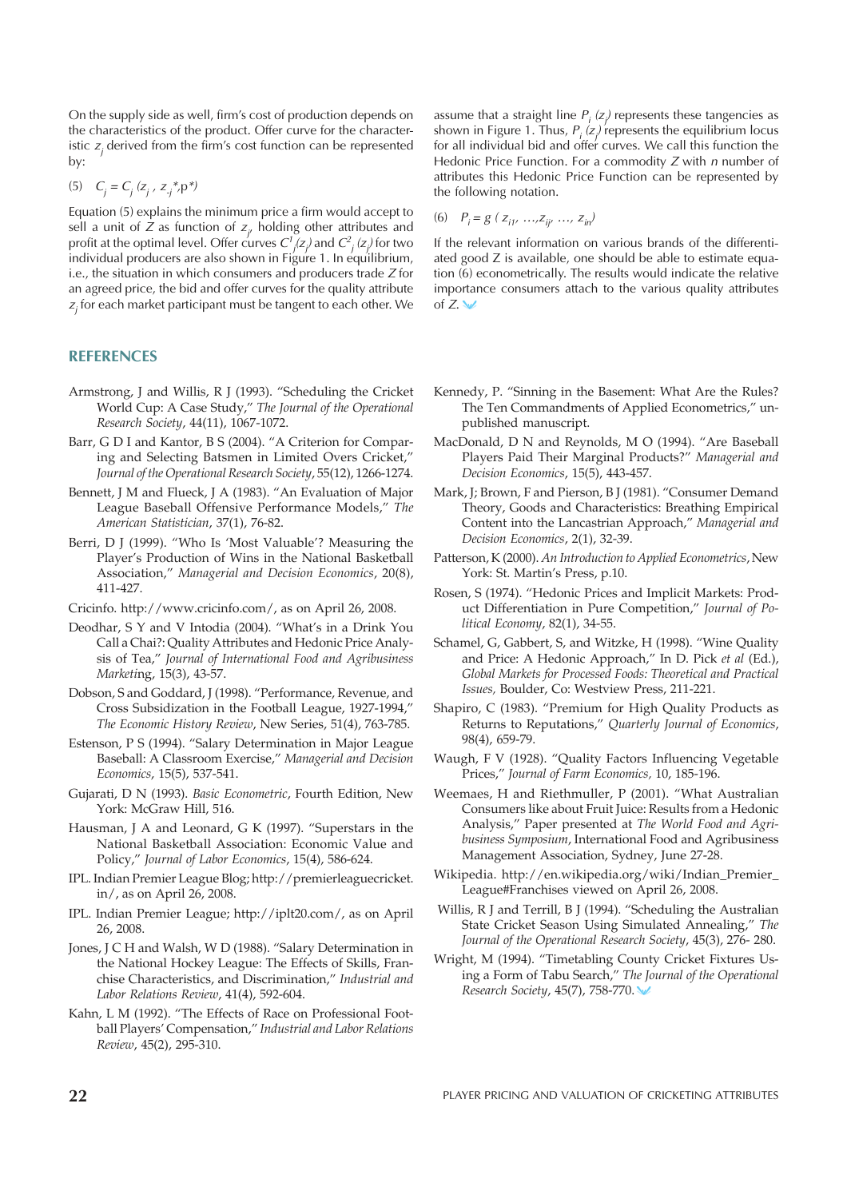On the supply side as well, firm's cost of production depends on the characteristics of the product. Offer curve for the characteristic $z_j$ derived from the firm's cost function can be represented by:

$$(5) \quad C_j = C_j\,(z_j\,,\, z_{-j}{}^*, p^*)$$

Equation (5) explains the minimum price a firm would accept to sell a unit of $Z$ as function of $z_j$, holding other attributes and profit at the optimal level. Offer curves $C^1{}_j(z_j)$ and $C^2{}_j\,(z_j)$ for two individual producers are also shown in Figure 1. In equilibrium, i.e., the situation in which consumers and producers trade $Z$ for an agreed price, the bid and offer curves for the quality attribute $z_j$ for each market participant must be tangent to each other. We assume that a straight line $P_i\,(z_j)$ represents these tangencies as shown in Figure 1. Thus, $P_i\,(z_j)$ represents the equilibrium locus for all individual bid and offer curves. We call this function the Hedonic Price Function. For a commodity $Z$ with $n$ number of attributes this Hedonic Price Function can be represented by the following notation.

$$(6) \quad P_i = g\;(\,z_{i1},\, \ldots, z_{ij},\, \ldots,\, z_{in})$$

If the relevant information on various brands of the differentiated good Z is available, one should be able to estimate equation (6) econometrically. The results would indicate the relative importance consumers attach to the various quality attributes of $Z$.

## REFERENCES

Armstrong, J and Willis, R J (1993). "Scheduling the Cricket World Cup: A Case Study," *The Journal of the Operational Research Society*, 44(11), 1067-1072.

Barr, G D I and Kantor, B S (2004). "A Criterion for Comparing and Selecting Batsmen in Limited Overs Cricket," *Journal of the Operational Research Society*, 55(12), 1266-1274.

Bennett, J M and Flueck, J A (1983). "An Evaluation of Major League Baseball Offensive Performance Models," *The American Statistician*, 37(1), 76-82.

Berri, D J (1999). "Who Is 'Most Valuable'? Measuring the Player's Production of Wins in the National Basketball Association," *Managerial and Decision Economics*, 20(8), 411-427.

Cricinfo. http://www.cricinfo.com/, as on April 26, 2008.

Deodhar, S Y and V Intodia (2004). "What's in a Drink You Call a Chai?: Quality Attributes and Hedonic Price Analysis of Tea," *Journal of International Food and Agribusiness Marketing*, 15(3), 43-57.

Dobson, S and Goddard, J (1998). "Performance, Revenue, and Cross Subsidization in the Football League, 1927-1994," *The Economic History Review*, New Series, 51(4), 763-785.

Estenson, P S (1994). "Salary Determination in Major League Baseball: A Classroom Exercise," *Managerial and Decision Economics*, 15(5), 537-541.

Gujarati, D N (1993). *Basic Econometric*, Fourth Edition, New York: McGraw Hill, 516.

Hausman, J A and Leonard, G K (1997). "Superstars in the National Basketball Association: Economic Value and Policy," *Journal of Labor Economics*, 15(4), 586-624.

IPL. Indian Premier League Blog; http://premierleaguecricket.in/, as on April 26, 2008.

IPL. Indian Premier League; http://iplt20.com/, as on April 26, 2008.

Jones, J C H and Walsh, W D (1988). "Salary Determination in the National Hockey League: The Effects of Skills, Franchise Characteristics, and Discrimination," *Industrial and Labor Relations Review*, 41(4), 592-604.

Kahn, L M (1992). "The Effects of Race on Professional Football Players' Compensation," *Industrial and Labor Relations Review*, 45(2), 295-310.

Kennedy, P. "Sinning in the Basement: What Are the Rules? The Ten Commandments of Applied Econometrics," unpublished manuscript.

MacDonald, D N and Reynolds, M O (1994). "Are Baseball Players Paid Their Marginal Products?" *Managerial and Decision Economics*, 15(5), 443-457.

Mark, J; Brown, F and Pierson, B J (1981). "Consumer Demand Theory, Goods and Characteristics: Breathing Empirical Content into the Lancastrian Approach," *Managerial and Decision Economics*, 2(1), 32-39.

Patterson, K (2000). *An Introduction to Applied Econometrics*, New York: St. Martin's Press, p.10.

Rosen, S (1974). "Hedonic Prices and Implicit Markets: Product Differentiation in Pure Competition," *Journal of Political Economy*, 82(1), 34-55.

Schamel, G, Gabbert, S, and Witzke, H (1998). "Wine Quality and Price: A Hedonic Approach," In D. Pick *et al* (Ed.), *Global Markets for Processed Foods: Theoretical and Practical Issues*, Boulder, Co: Westview Press, 211-221.

Shapiro, C (1983). "Premium for High Quality Products as Returns to Reputations," *Quarterly Journal of Economics*, 98(4), 659-79.

Waugh, F V (1928). "Quality Factors Influencing Vegetable Prices," *Journal of Farm Economics*, 10, 185-196.

Weemaes, H and Riethmuller, P (2001). "What Australian Consumers like about Fruit Juice: Results from a Hedonic Analysis," Paper presented at *The World Food and Agribusiness Symposium*, International Food and Agribusiness Management Association, Sydney, June 27-28.

Wikipedia. http://en.wikipedia.org/wiki/Indian_Premier_League#Franchises viewed on April 26, 2008.

Willis, R J and Terrill, B J (1994). "Scheduling the Australian State Cricket Season Using Simulated Annealing," *The Journal of the Operational Research Society*, 45(3), 276- 280.

Wright, M (1994). "Timetabling County Cricket Fixtures Using a Form of Tabu Search," *The Journal of the Operational Research Society*, 45(7), 758-770.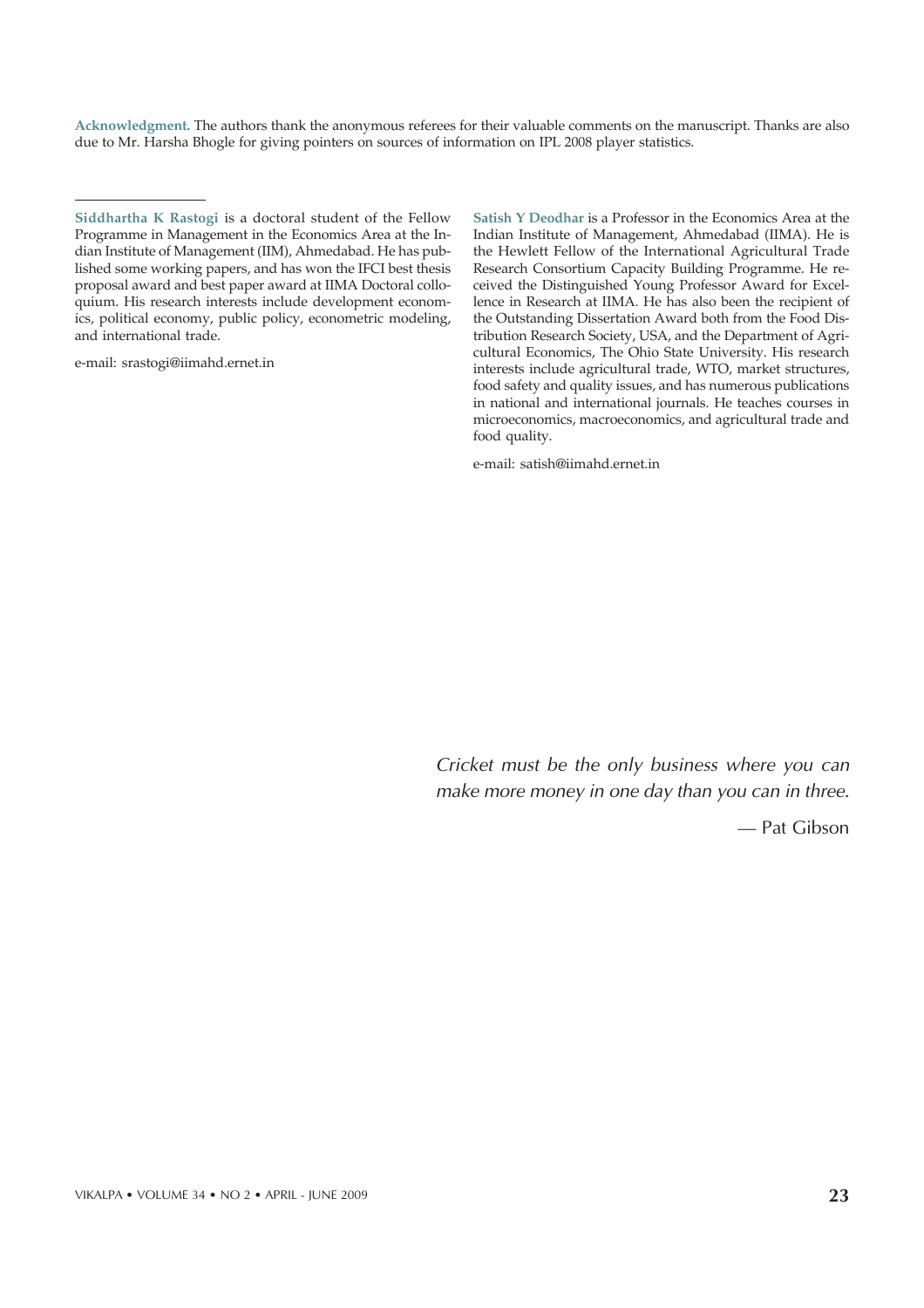**Acknowledgment.** The authors thank the anonymous referees for their valuable comments on the manuscript. Thanks are also due to Mr. Harsha Bhogle for giving pointers on sources of information on IPL 2008 player statistics.

---

**Siddhartha K Rastogi** is a doctoral student of the Fellow Programme in Management in the Economics Area at the Indian Institute of Management (IIM), Ahmedabad. He has published some working papers, and has won the IFCI best thesis proposal award and best paper award at IIMA Doctoral colloquium. His research interests include development economics, political economy, public policy, econometric modeling, and international trade.

e-mail: srastogi@iimahd.ernet.in

**Satish Y Deodhar** is a Professor in the Economics Area at the Indian Institute of Management, Ahmedabad (IIMA). He is the Hewlett Fellow of the International Agricultural Trade Research Consortium Capacity Building Programme. He received the Distinguished Young Professor Award for Excellence in Research at IIMA. He has also been the recipient of the Outstanding Dissertation Award both from the Food Distribution Research Society, USA, and the Department of Agricultural Economics, The Ohio State University. His research interests include agricultural trade, WTO, market structures, food safety and quality issues, and has numerous publications in national and international journals. He teaches courses in microeconomics, macroeconomics, and agricultural trade and food quality.

e-mail: satish@iimahd.ernet.in

*Cricket must be the only business where you can make more money in one day than you can in three.*

— Pat Gibson